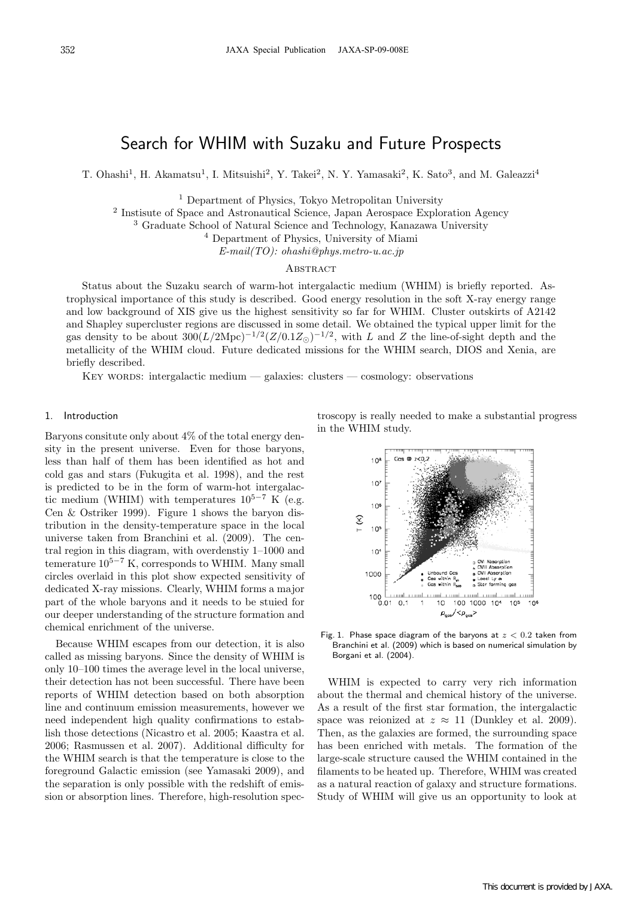# Search for WHIM with Suzaku and Future Prospects

T. Ohashi[1], H. Akamatsu[1], I. Mitsuishi[2], Y. Takei[2], N. Y. Yamasaki[2], K. Sato[3], and M. Galeazzi[4]

[1] Department of Physics, Tokyo Metropolitan University
[2] Insisute of Space and Astronautical Science, Japan Aerospace Exploration Agency
[3] Graduate School of Natural Science and Technology, Kanazawa University
[4] Department of Physics, University of Miami
*E-mail(TO): ohashi@phys.metro-u.ac.jp*

## Abstract

Status about the Suzaku search of warm-hot intergalactic medium (WHIM) is briefly reported. Astrophysical importance of this study is described. Good energy resolution in the soft X-ray energy range and low background of XIS give us the highest sensitivity so far for WHIM. Cluster outskirts of A2142 and Shapley supercluster regions are discussed in some detail. We obtained the typical upper limit for the gas density to be about $300(L/2\mathrm{Mpc})^{-1/2}(Z/0.1Z_\odot)^{-1/2}$, with $L$ and $Z$ the line-of-sight depth and the metallicity of the WHIM cloud. Future dedicated missions for the WHIM search, DIOS and Xenia, are briefly described.

Key words: intergalactic medium — galaxies: clusters — cosmology: observations

## 1. Introduction

Baryons consitute only about 4% of the total energy density in the present universe. Even for those baryons, less than half of them has been identified as hot and cold gas and stars (Fukugita et al. 1998), and the rest is predicted to be in the form of warm-hot intergalactic medium (WHIM) with temperatures $10^{5-7}$ K (e.g. Cen & Ostriker 1999). Figure 1 shows the baryon distribution in the density-temperature space in the local universe taken from Branchini et al. (2009). The central region in this diagram, with overdenstiy 1–1000 and temerature $10^{5-7}$ K, corresponds to WHIM. Many small circles overlaid in this plot show expected sensitivity of dedicated X-ray missions. Clearly, WHIM forms a major part of the whole baryons and it needs to be stuied for our deeper understanding of the structure formation and chemical enrichment of the universe.

Because WHIM escapes from our detection, it is also called as missing baryons. Since the density of WHIM is only 10–100 times the average level in the local universe, their detection has not been successful. There have been reports of WHIM detection based on both absorption line and continuum emission measurements, however we need independent high quality confirmations to establish those detections (Nicastro et al. 2005; Kaastra et al. 2006; Rasmussen et al. 2007). Additional difficulty for the WHIM search is that the temperature is close to the foreground Galactic emission (see Yamasaki 2009), and the separation is only possible with the redshift of emission or absorption lines. Therefore, high-resolution spectroscopy is really needed to make a substantial progress in the WHIM study.

Fig. 1. Phase space diagram of the baryons at $z < 0.2$ taken from Branchini et al. (2009) which is based on numerical simulation by Borgani et al. (2004).

WHIM is expected to carry very rich information about the thermal and chemical history of the universe. As a result of the first star formation, the intergalactic space was reionized at $z \approx 11$ (Dunkley et al. 2009). Then, as the galaxies are formed, the surrounding space has been enriched with metals. The formation of the large-scale structure caused the WHIM contained in the filaments to be heated up. Therefore, WHIM was created as a natural reaction of galaxy and structure formations. Study of WHIM will give us an opportunity to look at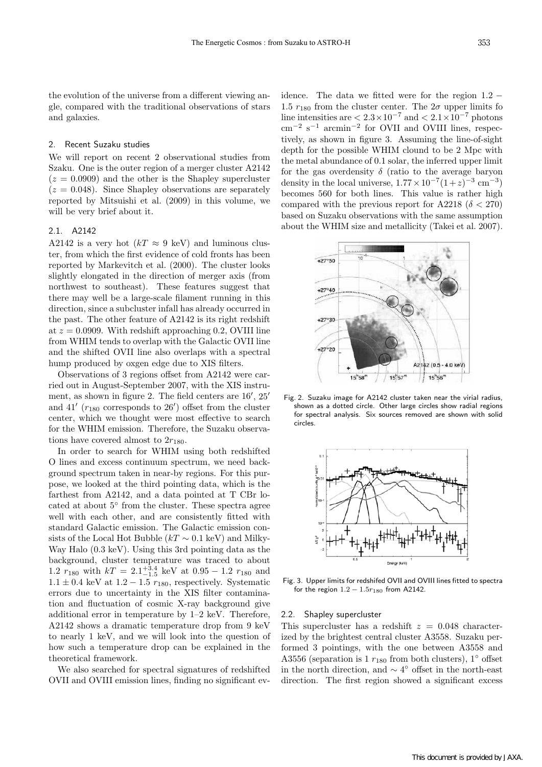the evolution of the universe from a different viewing angle, compared with the traditional observations of stars and galaxies.

## 2. Recent Suzaku studies

We will report on recent 2 observational studies from Szaku. One is the outer region of a merger cluster A2142 ($z = 0.0909$) and the other is the Shapley supercluster ($z = 0.048$). Since Shapley observations are separately reported by Mitsuishi et al. (2009) in this volume, we will be very brief about it.

### 2.1. A2142

A2142 is a very hot ($kT \approx 9$ keV) and luminous cluster, from which the first evidence of cold fronts has been reported by Markevitch et al. (2000). The cluster looks slightly elongated in the direction of merger axis (from northwest to southeast). These features suggest that there may well be a large-scale filament running in this direction, since a subcluster infall has already occurred in the past. The other feature of A2142 is its right redshift at $z = 0.0909$. With redshift approaching 0.2, OVIII line from WHIM tends to overlap with the Galactic OVII line and the shifted OVII line also overlaps with a spectral hump produced by oxgen edge due to XIS filters.

Observations of 3 regions offset from A2142 were carried out in August-September 2007, with the XIS instrument, as shown in figure 2. The field centers are $16'$, $25'$ and $41'$ ($r_{180}$ corresponds to $26'$) offset from the cluster center, which we thought were most effective to search for the WHIM emission. Therefore, the Suzaku observations have covered almost to $2r_{180}$.

In order to search for WHIM using both redshifted O lines and excess continuum spectrum, we need background spectrum taken in near-by regions. For this purpose, we looked at the third pointing data, which is the farthest from A2142, and a data pointed at T CBr located at about $5^\circ$ from the cluster. These spectra agree well with each other, and are consistently fitted with standard Galactic emission. The Galactic emission consists of the Local Hot Bubble ($kT \sim 0.1$ keV) and Milky-Way Halo (0.3 keV). Using this 3rd pointing data as the background, cluster temperature was traced to about $1.2\ r_{180}$ with $kT = 2.1^{+3.4}_{-1.5}$ keV at $0.95 - 1.2\ r_{180}$ and $1.1 \pm 0.4$ keV at $1.2 - 1.5\ r_{180}$, respectively. Systematic errors due to uncertainty in the XIS filter contamination and fluctuation of cosmic X-ray background give additional error in temperature by 1–2 keV. Therefore, A2142 shows a dramatic temperature drop from 9 keV to nearly 1 keV, and we will look into the question of how such a temperature drop can be explained in the theoretical framework.

We also searched for spectral signatures of redshifted OVII and OVIII emission lines, finding no significant evidence. The data we fitted were for the region $1.2 - 1.5\ r_{180}$ from the cluster center. The $2\sigma$ upper limits fo line intensities are $< 2.3 \times 10^{-7}$ and $< 2.1 \times 10^{-7}$ photons $\mathrm{cm}^{-2}\ \mathrm{s}^{-1}\ \mathrm{arcmin}^{-2}$ for OVII and OVIII lines, respectively, as shown in figure 3. Assuming the line-of-sight depth for the possible WHIM clound to be 2 Mpc with the metal abundance of 0.1 solar, the inferred upper limit for the gas overdensity $\delta$ (ratio to the average baryon density in the local universe, $1.77 \times 10^{-7}(1+z)^{-3}\ \mathrm{cm}^{-3}$) becomes 560 for both lines. This value is rather high compared with the previous report for A2218 ($\delta < 270$) based on Suzaku observations with the same assumption about the WHIM size and metallicity (Takei et al. 2007).

Fig. 2. Suzaku image for A2142 cluster taken near the virial radius, shown as a dotted circle. Other large circles show radial regions for spectral analysis. Six sources removed are shown with solid circles.

Fig. 3. Upper limits for redshifed OVII and OVIII lines fitted to spectra for the region $1.2 - 1.5 r_{180}$ from A2142.

### 2.2. Shapley supercluster

This supercluster has a redshift $z = 0.048$ characterized by the brightest central cluster A3558. Suzaku performed 3 pointings, with the one between A3558 and A3556 (separation is $1\ r_{180}$ from both clusters), $1^\circ$ offset in the north direction, and $\sim 4^\circ$ offset in the north-east direction. The first region showed a significant excess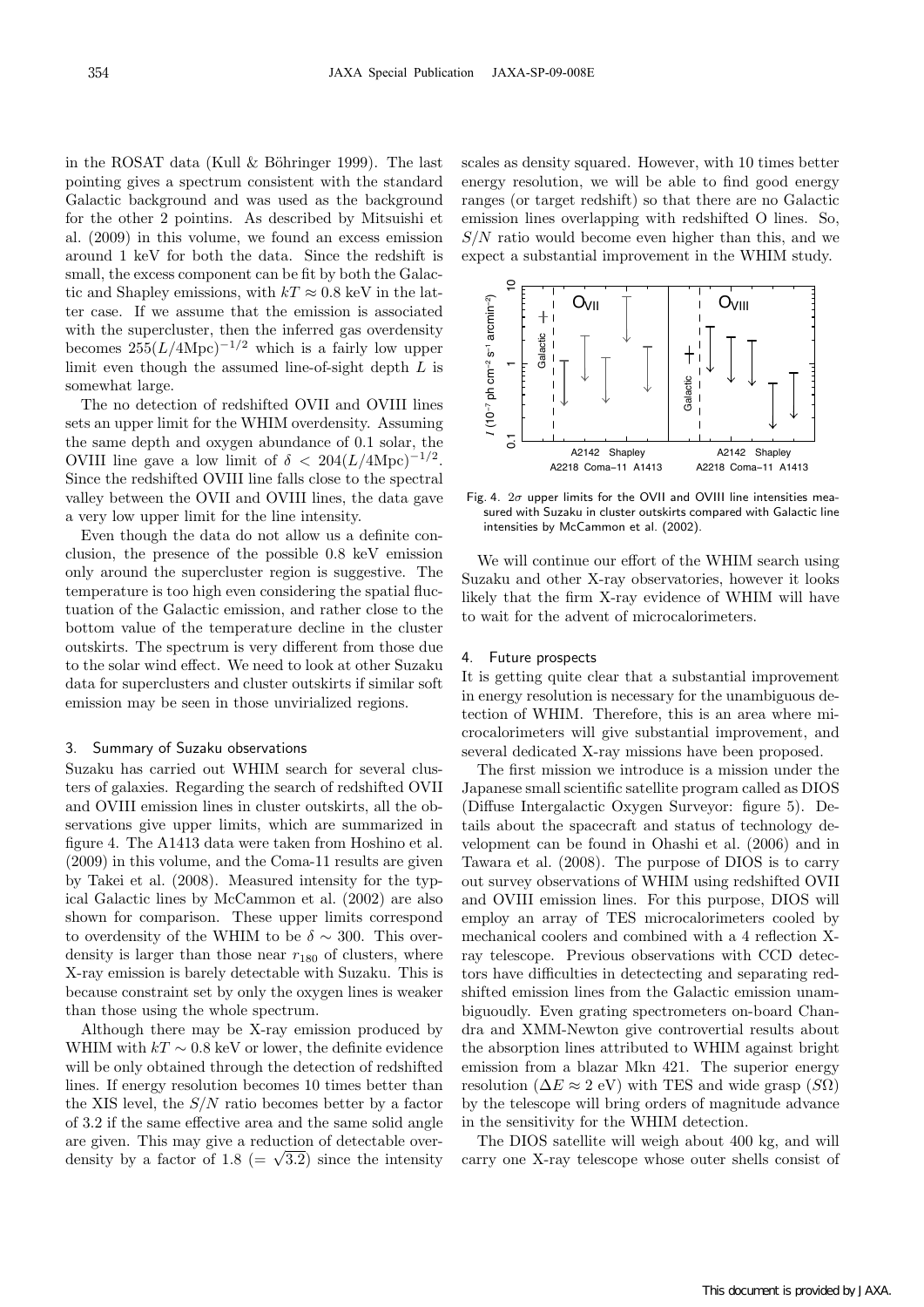in the ROSAT data (Kull & Böhringer 1999). The last pointing gives a spectrum consistent with the standard Galactic background and was used as the background for the other 2 pointins. As described by Mitsuishi et al. (2009) in this volume, we found an excess emission around 1 keV for both the data. Since the redshift is small, the excess component can be fit by both the Galactic and Shapley emissions, with $kT \approx 0.8$ keV in the latter case. If we assume that the emission is associated with the supercluster, then the inferred gas overdensity becomes $255(L/4\mathrm{Mpc})^{-1/2}$ which is a fairly low upper limit even though the assumed line-of-sight depth $L$ is somewhat large.

The no detection of redshifted OVII and OVIII lines sets an upper limit for the WHIM overdensity. Assuming the same depth and oxygen abundance of 0.1 solar, the OVIII line gave a low limit of $\delta < 204(L/4\mathrm{Mpc})^{-1/2}$. Since the redshifted OVIII line falls close to the spectral valley between the OVII and OVIII lines, the data gave a very low upper limit for the line intensity.

Even though the data do not allow us a definite conclusion, the presence of the possible 0.8 keV emission only around the supercluster region is suggestive. The temperature is too high even considering the spatial fluctuation of the Galactic emission, and rather close to the bottom value of the temperature decline in the cluster outskirts. The spectrum is very different from those due to the solar wind effect. We need to look at other Suzaku data for superclusters and cluster outskirts if similar soft emission may be seen in those unvirialized regions.

## 3. Summary of Suzaku observations

Suzaku has carried out WHIM search for several clusters of galaxies. Regarding the search of redshifted OVII and OVIII emission lines in cluster outskirts, all the observations give upper limits, which are summarized in figure 4. The A1413 data were taken from Hoshino et al. (2009) in this volume, and the Coma-11 results are given by Takei et al. (2008). Measured intensity for the typical Galactic lines by McCammon et al. (2002) are also shown for comparison. These upper limits correspond to overdensity of the WHIM to be $\delta \sim 300$. This overdensity is larger than those near $r_{180}$ of clusters, where X-ray emission is barely detectable with Suzaku. This is because constraint set by only the oxygen lines is weaker than those using the whole spectrum.

Although there may be X-ray emission produced by WHIM with $kT \sim 0.8$ keV or lower, the definite evidence will be only obtained through the detection of redshifted lines. If energy resolution becomes 10 times better than the XIS level, the $S/N$ ratio becomes better by a factor of 3.2 if the same effective area and the same solid angle are given. This may give a reduction of detectable overdensity by a factor of 1.8 ($= \sqrt{3.2}$) since the intensity scales as density squared. However, with 10 times better energy resolution, we will be able to find good energy ranges (or target redshift) so that there are no Galactic emission lines overlapping with redshifted O lines. So, $S/N$ ratio would become even higher than this, and we expect a substantial improvement in the WHIM study.

Fig. 4. $2\sigma$ upper limits for the OVII and OVIII line intensities measured with Suzaku in cluster outskirts compared with Galactic line intensities by McCammon et al. (2002).

We will continue our effort of the WHIM search using Suzaku and other X-ray observatories, however it looks likely that the firm X-ray evidence of WHIM will have to wait for the advent of microcalorimeters.

## 4. Future prospects

It is getting quite clear that a substantial improvement in energy resolution is necessary for the unambiguous detection of WHIM. Therefore, this is an area where microcalorimeters will give substantial improvement, and several dedicated X-ray missions have been proposed.

The first mission we introduce is a mission under the Japanese small scientific satellite program called as DIOS (Diffuse Intergalactic Oxygen Surveyor: figure 5). Details about the spacecraft and status of technology development can be found in Ohashi et al. (2006) and in Tawara et al. (2008). The purpose of DIOS is to carry out survey observations of WHIM using redshifted OVII and OVIII emission lines. For this purpose, DIOS will employ an array of TES microcalorimeters cooled by mechanical coolers and combined with a 4 reflection X-ray telescope. Previous observations with CCD detectors have difficulties in detectecting and separating redshifted emission lines from the Galactic emission unambiguoudly. Even grating spectrometers on-board Chandra and XMM-Newton give controvertial results about the absorption lines attributed to WHIM against bright emission from a blazar Mkn 421. The superior energy resolution ($\Delta E \approx 2$ eV) with TES and wide grasp ($S\Omega$) by the telescope will bring orders of magnitude advance in the sensitivity for the WHIM detection.

The DIOS satellite will weigh about 400 kg, and will carry one X-ray telescope whose outer shells consist of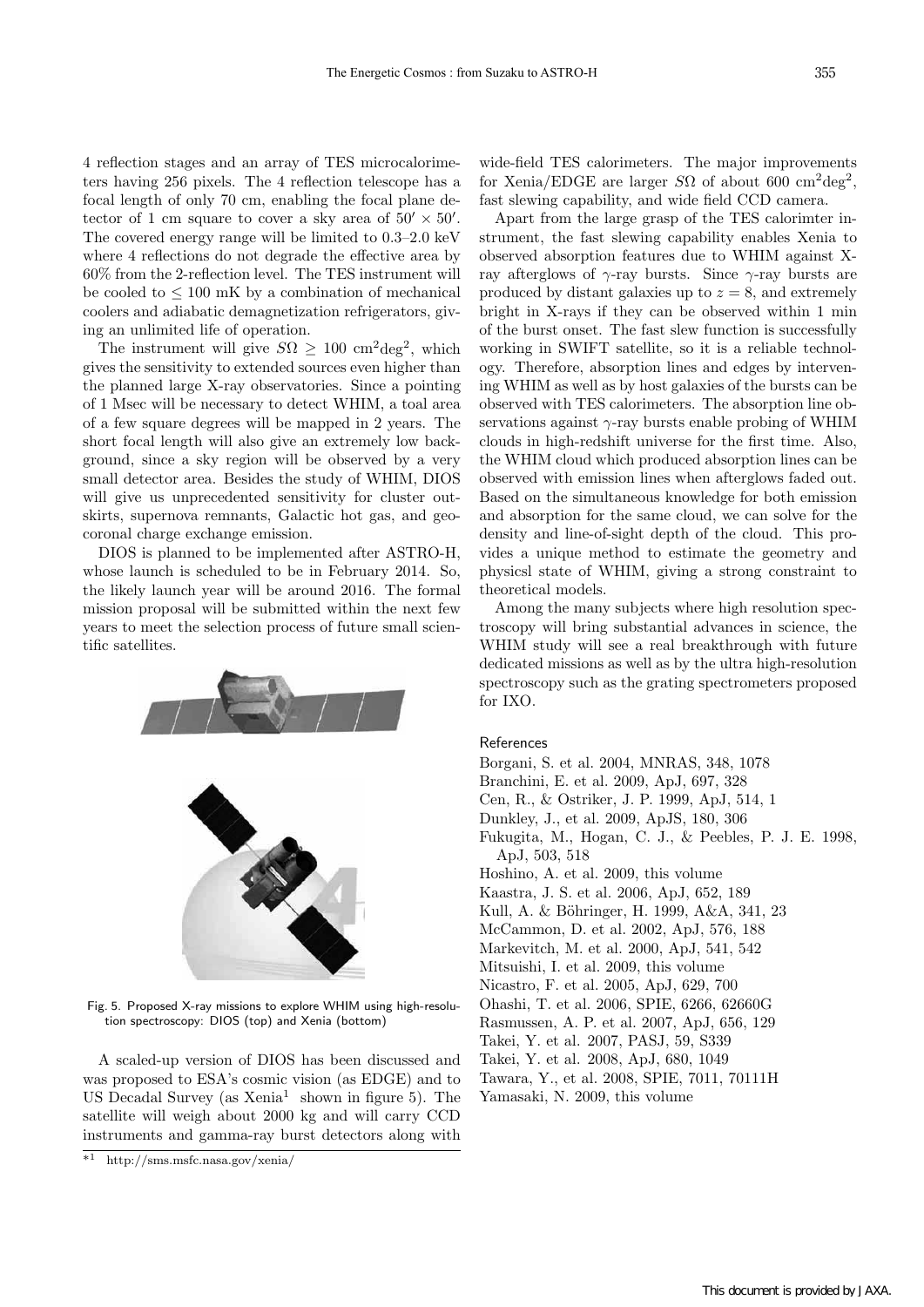4 reflection stages and an array of TES microcalorimeters having 256 pixels. The 4 reflection telescope has a focal length of only 70 cm, enabling the focal plane detector of 1 cm square to cover a sky area of $50' \times 50'$. The covered energy range will be limited to 0.3–2.0 keV where 4 reflections do not degrade the effective area by 60% from the 2-reflection level. The TES instrument will be cooled to $\leq 100$ mK by a combination of mechanical coolers and adiabatic demagnetization refrigerators, giving an unlimited life of operation.

The instrument will give $S\Omega \geq 100$ cm$^2$deg$^2$, which gives the sensitivity to extended sources even higher than the planned large X-ray observatories. Since a pointing of 1 Msec will be necessary to detect WHIM, a toal area of a few square degrees will be mapped in 2 years. The short focal length will also give an extremely low background, since a sky region will be observed by a very small detector area. Besides the study of WHIM, DIOS will give us unprecedented sensitivity for cluster outskirts, supernova remnants, Galactic hot gas, and geocoronal charge exchange emission.

DIOS is planned to be implemented after ASTRO-H, whose launch is scheduled to be in February 2014. So, the likely launch year will be around 2016. The formal mission proposal will be submitted within the next few years to meet the selection process of future small scientific satellites.

Fig. 5. Proposed X-ray missions to explore WHIM using high-resolution spectroscopy: DIOS (top) and Xenia (bottom)

A scaled-up version of DIOS has been discussed and was proposed to ESA's cosmic vision (as EDGE) and to US Decadal Survey (as Xenia[*1] shown in figure 5). The satellite will weigh about 2000 kg and will carry CCD instruments and gamma-ray burst detectors along with wide-field TES calorimeters. The major improvements for Xenia/EDGE are larger $S\Omega$ of about 600 cm$^2$deg$^2$, fast slewing capability, and wide field CCD camera.

Apart from the large grasp of the TES calorimter instrument, the fast slewing capability enables Xenia to observed absorption features due to WHIM against X-ray afterglows of $\gamma$-ray bursts. Since $\gamma$-ray bursts are produced by distant galaxies up to $z = 8$, and extremely bright in X-rays if they can be observed within 1 min of the burst onset. The fast slew function is successfully working in SWIFT satellite, so it is a reliable technology. Therefore, absorption lines and edges by intervening WHIM as well as by host galaxies of the bursts can be observed with TES calorimeters. The absorption line observations against $\gamma$-ray bursts enable probing of WHIM clouds in high-redshift universe for the first time. Also, the WHIM cloud which produced absorption lines can be observed with emission lines when afterglows faded out. Based on the simultaneous knowledge for both emission and absorption for the same cloud, we can solve for the density and line-of-sight depth of the cloud. This provides a unique method to estimate the geometry and physicsl state of WHIM, giving a strong constraint to theoretical models.

Among the many subjects where high resolution spectroscopy will bring substantial advances in science, the WHIM study will see a real breakthrough with future dedicated missions as well as by the ultra high-resolution spectroscopy such as the grating spectrometers proposed for IXO.

[*1] http://sms.msfc.nasa.gov/xenia/

## References

Borgani, S. et al. 2004, MNRAS, 348, 1078
Branchini, E. et al. 2009, ApJ, 697, 328
Cen, R., & Ostriker, J. P. 1999, ApJ, 514, 1
Dunkley, J., et al. 2009, ApJS, 180, 306
Fukugita, M., Hogan, C. J., & Peebles, P. J. E. 1998, ApJ, 503, 518
Hoshino, A. et al. 2009, this volume
Kaastra, J. S. et al. 2006, ApJ, 652, 189
Kull, A. & Böhringer, H. 1999, A&A, 341, 23
McCammon, D. et al. 2002, ApJ, 576, 188
Markevitch, M. et al. 2000, ApJ, 541, 542
Mitsuishi, I. et al. 2009, this volume
Nicastro, F. et al. 2005, ApJ, 629, 700
Ohashi, T. et al. 2006, SPIE, 6266, 62660G
Rasmussen, A. P. et al. 2007, ApJ, 656, 129
Takei, Y. et al. 2007, PASJ, 59, S339
Takei, Y. et al. 2008, ApJ, 680, 1049
Tawara, Y., et al. 2008, SPIE, 7011, 70111H
Yamasaki, N. 2009, this volume